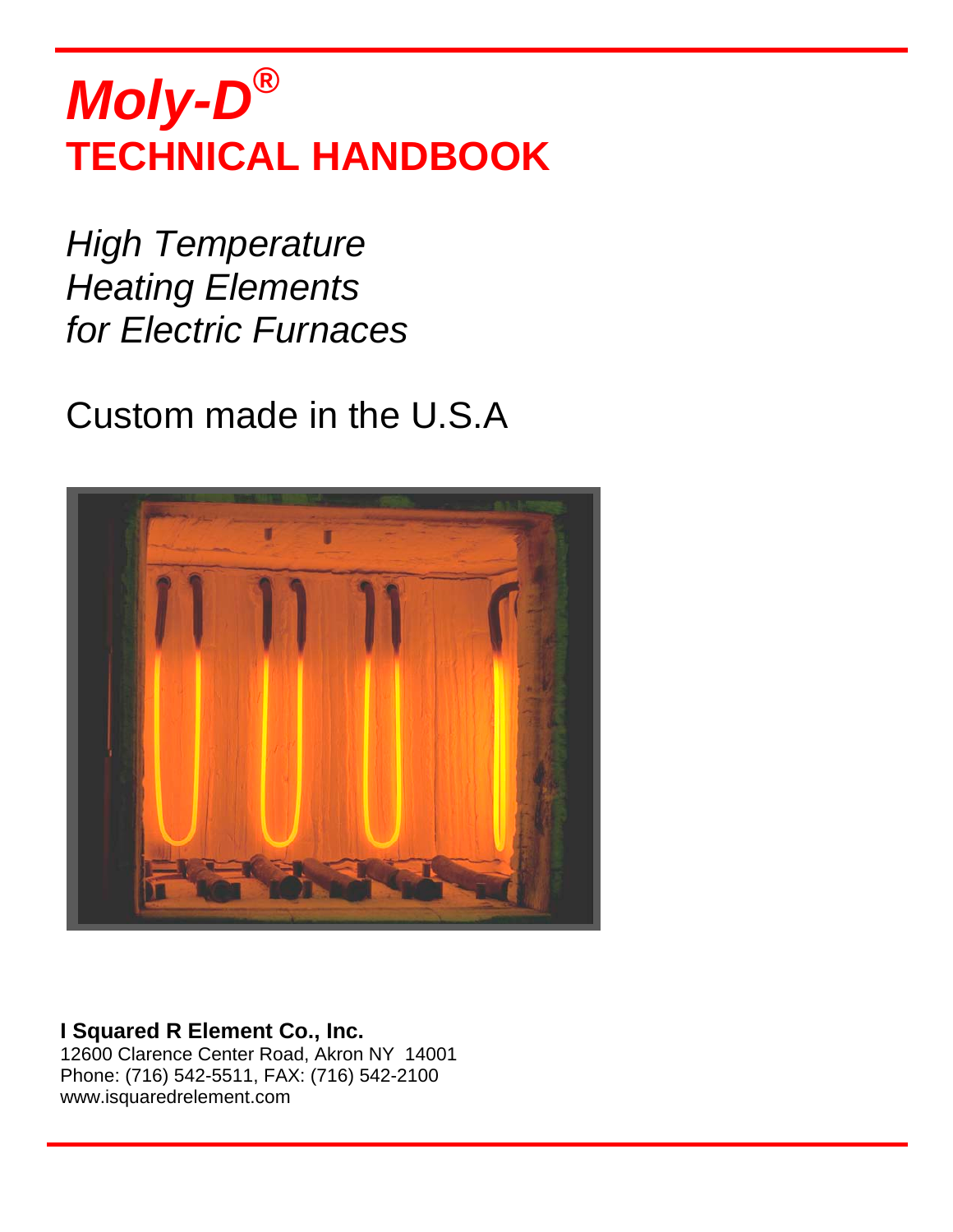# *Moly-D®*

## TECHNICAL HANDBOOK

*High Temperature*
*Heating Elements*
*for Electric Furnaces*

Custom made in the U.S.A

**I Squared R Element Co., Inc.**
12600 Clarence Center Road, Akron NY 14001
Phone: (716) 542-5511, FAX: (716) 542-2100
www.isquaredrelement.com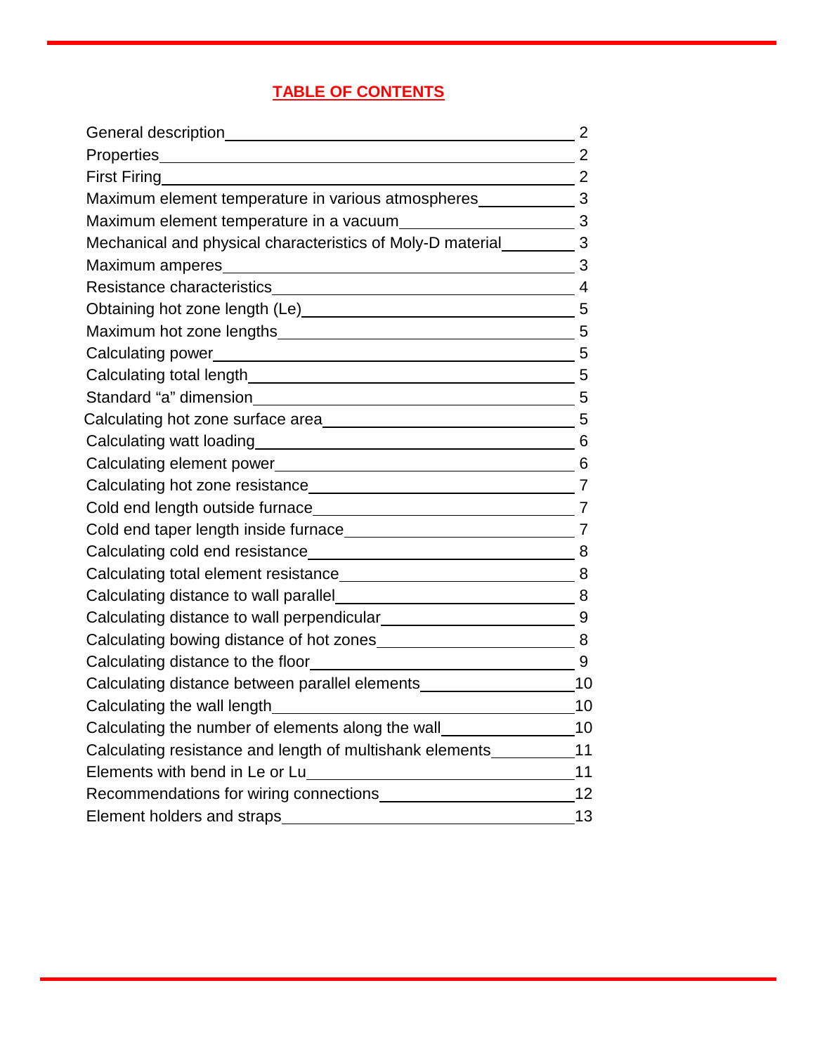# TABLE OF CONTENTS

| | |
|---|---|
| General description | 2 |
| Properties | 2 |
| First Firing | 2 |
| Maximum element temperature in various atmospheres | 3 |
| Maximum element temperature in a vacuum | 3 |
| Mechanical and physical characteristics of Moly-D material | 3 |
| Maximum amperes | 3 |
| Resistance characteristics | 4 |
| Obtaining hot zone length (Le) | 5 |
| Maximum hot zone lengths | 5 |
| Calculating power | 5 |
| Calculating total length | 5 |
| Standard “a” dimension | 5 |
| Calculating hot zone surface area | 5 |
| Calculating watt loading | 6 |
| Calculating element power | 6 |
| Calculating hot zone resistance | 7 |
| Cold end length outside furnace | 7 |
| Cold end taper length inside furnace | 7 |
| Calculating cold end resistance | 8 |
| Calculating total element resistance | 8 |
| Calculating distance to wall parallel | 8 |
| Calculating distance to wall perpendicular | 9 |
| Calculating bowing distance of hot zones | 8 |
| Calculating distance to the floor | 9 |
| Calculating distance between parallel elements | 10 |
| Calculating the wall length | 10 |
| Calculating the number of elements along the wall | 10 |
| Calculating resistance and length of multishank elements | 11 |
| Elements with bend in Le or Lu | 11 |
| Recommendations for wiring connections | 12 |
| Element holders and straps | 13 |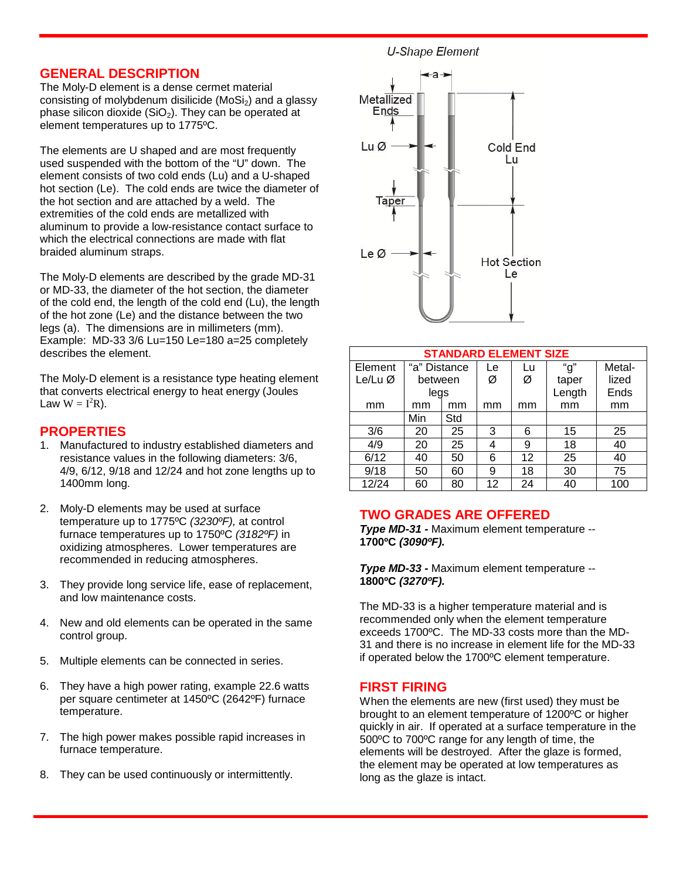## GENERAL DESCRIPTION

The Moly-D element is a dense cermet material consisting of molybdenum disilicide ($MoSi_2$) and a glassy phase silicon dioxide ($SiO_2$). They can be operated at element temperatures up to 1775ºC.

The elements are U shaped and are most frequently used suspended with the bottom of the "U" down. The element consists of two cold ends (Lu) and a U-shaped hot section (Le). The cold ends are twice the diameter of the hot section and are attached by a weld. The extremities of the cold ends are metallized with aluminum to provide a low-resistance contact surface to which the electrical connections are made with flat braided aluminum straps.

The Moly-D elements are described by the grade MD-31 or MD-33, the diameter of the hot section, the diameter of the cold end, the length of the cold end (Lu), the length of the hot zone (Le) and the distance between the two legs (a). The dimensions are in millimeters (mm). Example: MD-33 3/6 Lu=150 Le=180 a=25 completely describes the element.

The Moly-D element is a resistance type heating element that converts electrical energy to heat energy (Joules Law $W = I^2R$).

## PROPERTIES

1. Manufactured to industry established diameters and resistance values in the following diameters: 3/6, 4/9, 6/12, 9/18 and 12/24 and hot zone lengths up to 1400mm long.
2. Moly-D elements may be used at surface temperature up to 1775ºC *(3230ºF),* at control furnace temperatures up to 1750ºC *(3182ºF)* in oxidizing atmospheres. Lower temperatures are recommended in reducing atmospheres.
3. They provide long service life, ease of replacement, and low maintenance costs.
4. New and old elements can be operated in the same control group.
5. Multiple elements can be connected in series.
6. They have a high power rating, example 22.6 watts per square centimeter at 1450ºC (2642ºF) furnace temperature.
7. The high power makes possible rapid increases in furnace temperature.
8. They can be used continuously or intermittently.

*U-Shape Element*

a
Metallized Ends
Lu Ø
Cold End Lu
Taper
Le Ø
Hot Section Le

**STANDARD ELEMENT SIZE**

| Element Le/Lu Ø mm | "a" Distance between legs mm | | Le Ø mm | Lu Ø mm | "g" taper Length mm | Metal-lized Ends mm |
|---|---|---|---|---|---|---|
| | Min | Std | | | | |
| 3/6 | 20 | 25 | 3 | 6 | 15 | 25 |
| 4/9 | 20 | 25 | 4 | 9 | 18 | 40 |
| 6/12 | 40 | 50 | 6 | 12 | 25 | 40 |
| 9/18 | 50 | 60 | 9 | 18 | 30 | 75 |
| 12/24 | 60 | 80 | 12 | 24 | 40 | 100 |

## TWO GRADES ARE OFFERED

***Type MD-31 -*** Maximum element temperature -- **1700ºC *(3090ºF).***

***Type MD-33 -*** Maximum element temperature -- **1800ºC *(3270ºF).***

The MD-33 is a higher temperature material and is recommended only when the element temperature exceeds 1700ºC. The MD-33 costs more than the MD-31 and there is no increase in element life for the MD-33 if operated below the 1700ºC element temperature.

## FIRST FIRING

When the elements are new (first used) they must be brought to an element temperature of 1200ºC or higher quickly in air. If operated at a surface temperature in the 500ºC to 700ºC range for any length of time, the elements will be destroyed. After the glaze is formed, the element may be operated at low temperatures as long as the glaze is intact.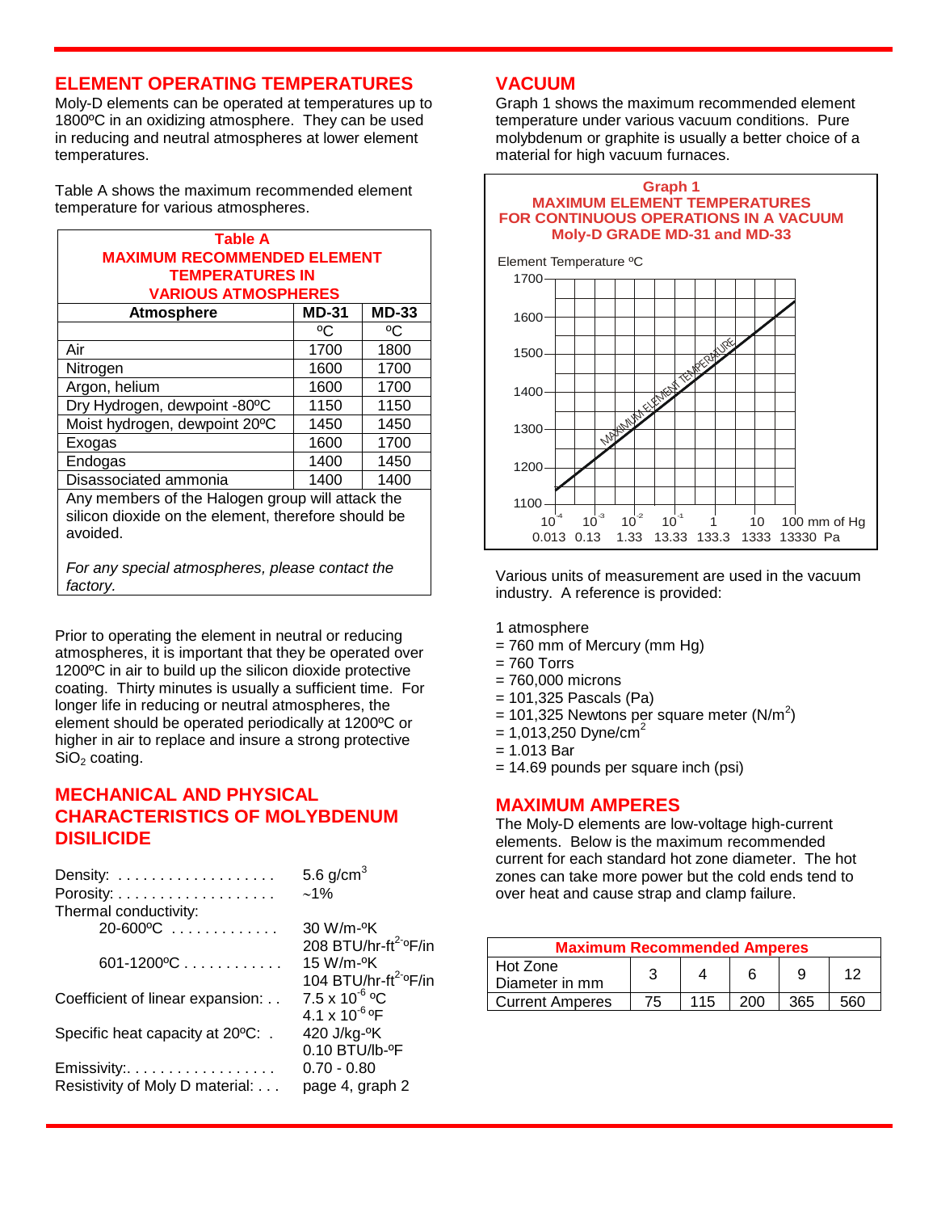## ELEMENT OPERATING TEMPERATURES

Moly-D elements can be operated at temperatures up to 1800ºC in an oxidizing atmosphere. They can be used in reducing and neutral atmospheres at lower element temperatures.

Table A shows the maximum recommended element temperature for various atmospheres.

**Table A**
**MAXIMUM RECOMMENDED ELEMENT TEMPERATURES IN VARIOUS ATMOSPHERES**

| Atmosphere | MD-31 | MD-33 |
|---|---|---|
| | ºC | ºC |
| Air | 1700 | 1800 |
| Nitrogen | 1600 | 1700 |
| Argon, helium | 1600 | 1700 |
| Dry Hydrogen, dewpoint -80ºC | 1150 | 1150 |
| Moist hydrogen, dewpoint 20ºC | 1450 | 1450 |
| Exogas | 1600 | 1700 |
| Endogas | 1400 | 1450 |
| Disassociated ammonia | 1400 | 1400 |

Any members of the Halogen group will attack the silicon dioxide on the element, therefore should be avoided.

*For any special atmospheres, please contact the factory.*

Prior to operating the element in neutral or reducing atmospheres, it is important that they be operated over 1200ºC in air to build up the silicon dioxide protective coating. Thirty minutes is usually a sufficient time. For longer life in reducing or neutral atmospheres, the element should be operated periodically at 1200ºC or higher in air to replace and insure a strong protective $SiO_2$ coating.

## MECHANICAL AND PHYSICAL CHARACTERISTICS OF MOLYBDENUM DISILICIDE

| | |
|---|---|
| Density: | 5.6 g/cm$^3$ |
| Porosity: | ~1% |
| Thermal conductivity: | |
| 20-600ºC | 30 W/m-ºK |
| | 208 BTU/hr-ft$^2$-ºF/in |
| 601-1200ºC | 15 W/m-ºK |
| | 104 BTU/hr-ft$^2$-ºF/in |
| Coefficient of linear expansion: | 7.5 x 10$^{-6}$ ºC |
| | 4.1 x 10$^{-6}$ ºF |
| Specific heat capacity at 20ºC: | 420 J/kg-ºK |
| | 0.10 BTU/lb-ºF |
| Emissivity: | 0.70 - 0.80 |
| Resistivity of Moly D material: | page 4, graph 2 |

## VACUUM

Graph 1 shows the maximum recommended element temperature under various vacuum conditions. Pure molybdenum or graphite is usually a better choice of a material for high vacuum furnaces.

**Graph 1**
**MAXIMUM ELEMENT TEMPERATURES FOR CONTINUOUS OPERATIONS IN A VACUUM**
**Moly-D GRADE MD-31 and MD-33**

Element Temperature ºC

1700
1600
1500
1400
1300
1200
1100

MAXIMUM ELEMENT TEMPERATURE

$10^{-4}$ $10^{-3}$ $10^{-2}$ $10^{-1}$ 1 10 100 mm of Hg
0.013 0.13 1.33 13.33 133.3 1333 13330 Pa

Various units of measurement are used in the vacuum industry. A reference is provided:

1 atmosphere
= 760 mm of Mercury (mm Hg)
= 760 Torrs
= 760,000 microns
= 101,325 Pascals (Pa)
= 101,325 Newtons per square meter (N/m$^2$)
= 1,013,250 Dyne/cm$^2$
= 1.013 Bar
= 14.69 pounds per square inch (psi)

## MAXIMUM AMPERES

The Moly-D elements are low-voltage high-current elements. Below is the maximum recommended current for each standard hot zone diameter. The hot zones can take more power but the cold ends tend to over heat and cause strap and clamp failure.

**Maximum Recommended Amperes**

| Hot Zone Diameter in mm | 3 | 4 | 6 | 9 | 12 |
|---|---|---|---|---|---|
| Current Amperes | 75 | 115 | 200 | 365 | 560 |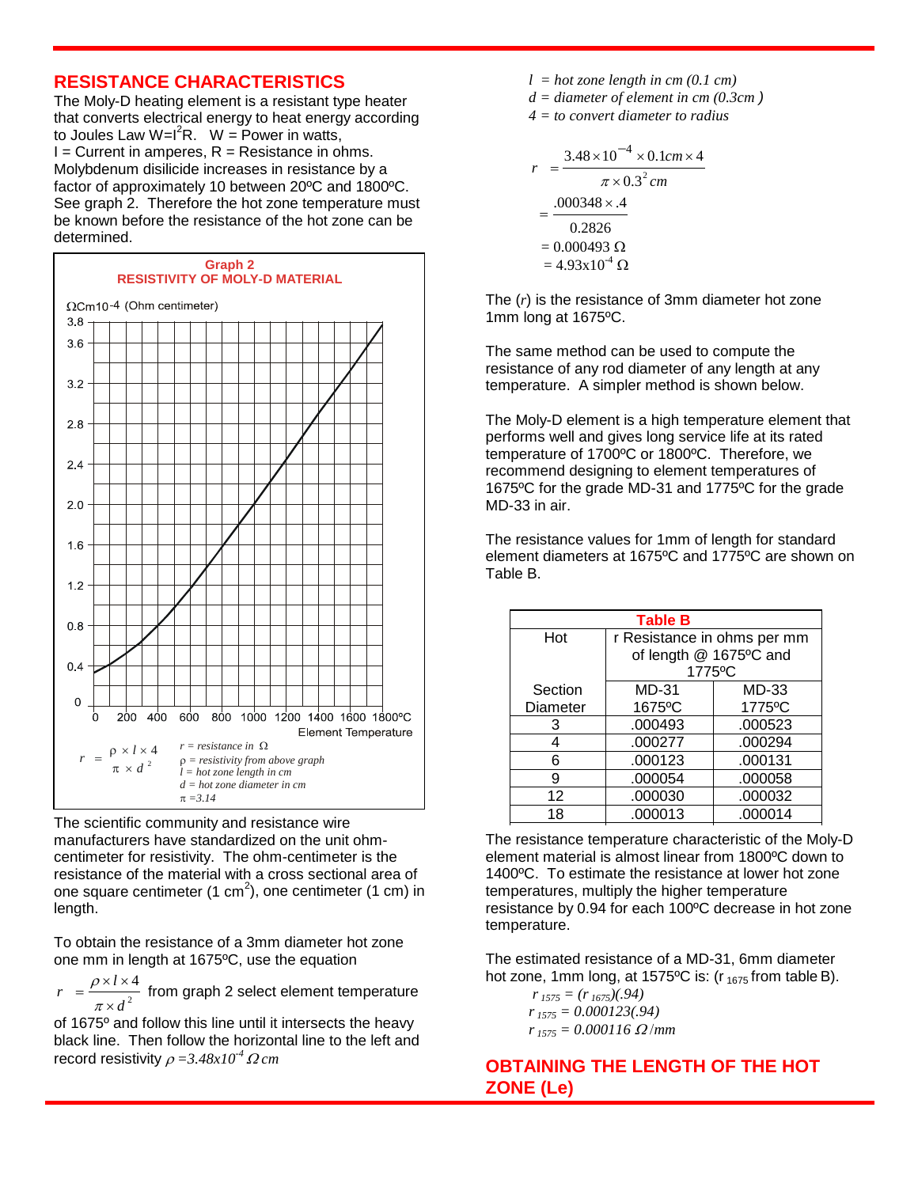## RESISTANCE CHARACTERISTICS

The Moly-D heating element is a resistant type heater that converts electrical energy to heat energy according to Joules Law $W=I^2R$. W = Power in watts, I = Current in amperes, R = Resistance in ohms. Molybdenum disilicide increases in resistance by a factor of approximately 10 between 20ºC and 1800ºC. See graph 2. Therefore the hot zone temperature must be known before the resistance of the hot zone can be determined.

**Graph 2**
**RESISTIVITY OF MOLY-D MATERIAL**

$\Omega$Cm10-4 (Ohm centimeter)

Element Temperature

$$r = \frac{\rho \times l \times 4}{\pi \times d^2}$$

*r = resistance in Ω*
*ρ = resistivity from above graph*
*l = hot zone length in cm*
*d = hot zone diameter in cm*
*π =3.14*

The scientific community and resistance wire manufacturers have standardized on the unit ohm-centimeter for resistivity. The ohm-centimeter is the resistance of the material with a cross sectional area of one square centimeter (1 $cm^2$), one centimeter (1 cm) in length.

To obtain the resistance of a 3mm diameter hot zone one mm in length at 1675ºC, use the equation

$r = \frac{\rho \times l \times 4}{\pi \times d^2}$ from graph 2 select element temperature of 1675º and follow this line until it intersects the heavy black line. Then follow the horizontal line to the left and record resistivity $\rho = 3.48x10^{-4}\ \Omega cm$

*l = hot zone length in cm (0.1 cm)*
*d = diameter of element in cm (0.3cm )*
*4 = to convert diameter to radius*

$$r = \frac{3.48 \times 10^{-4} \times 0.1cm \times 4}{\pi \times 0.3^2\,cm}$$
$$= \frac{.000348 \times .4}{0.2826}$$
$$= 0.000493\ \Omega$$
$$= 4.93x10^{-4}\ \Omega$$

The ($r$) is the resistance of 3mm diameter hot zone 1mm long at 1675ºC.

The same method can be used to compute the resistance of any rod diameter of any length at any temperature. A simpler method is shown below.

The Moly-D element is a high temperature element that performs well and gives long service life at its rated temperature of 1700ºC or 1800ºC. Therefore, we recommend designing to element temperatures of 1675ºC for the grade MD-31 and 1775ºC for the grade MD-33 in air.

The resistance values for 1mm of length for standard element diameters at 1675ºC and 1775ºC are shown on Table B.

**Table B**

| Hot | r Resistance in ohms per mm of length @ 1675ºC and 1775ºC | |
|---|---|---|
| Section Diameter | MD-31 1675ºC | MD-33 1775ºC |
| 3 | .000493 | .000523 |
| 4 | .000277 | .000294 |
| 6 | .000123 | .000131 |
| 9 | .000054 | .000058 |
| 12 | .000030 | .000032 |
| 18 | .000013 | .000014 |

The resistance temperature characteristic of the Moly-D element material is almost linear from 1800ºC down to 1400ºC. To estimate the resistance at lower hot zone temperatures, multiply the higher temperature resistance by 0.94 for each 100ºC decrease in hot zone temperature.

The estimated resistance of a MD-31, 6mm diameter hot zone, 1mm long, at 1575ºC is: ($r_{1675}$ from table B).

$$r_{1575} = (r_{1675})(.94)$$
$$r_{1575} = 0.000123(.94)$$
$$r_{1575} = 0.000116\ \Omega/mm$$

## OBTAINING THE LENGTH OF THE HOT ZONE (Le)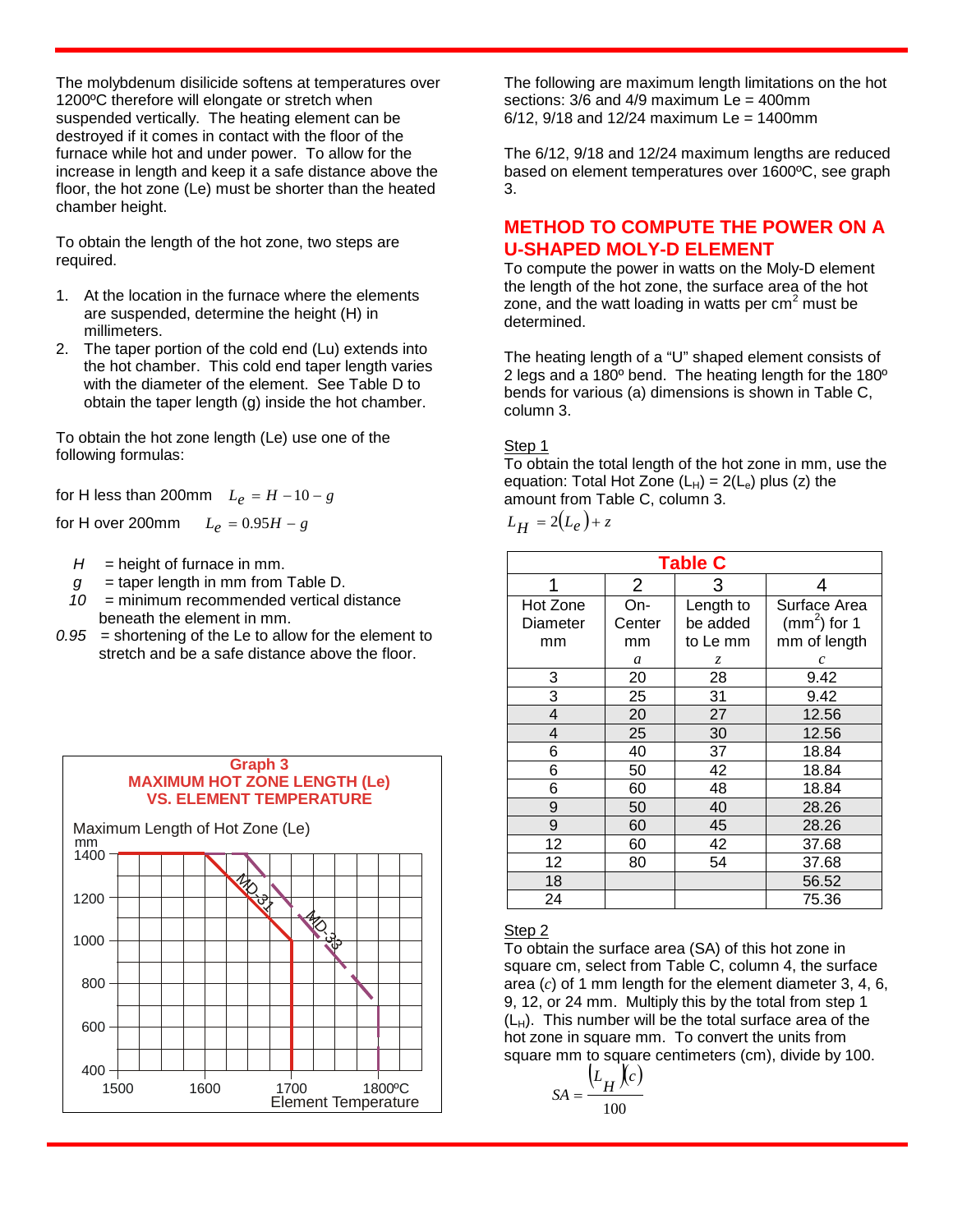The molybdenum disilicide softens at temperatures over 1200ºC therefore will elongate or stretch when suspended vertically. The heating element can be destroyed if it comes in contact with the floor of the furnace while hot and under power. To allow for the increase in length and keep it a safe distance above the floor, the hot zone (Le) must be shorter than the heated chamber height.

To obtain the length of the hot zone, two steps are required.

1. At the location in the furnace where the elements are suspended, determine the height (H) in millimeters.
2. The taper portion of the cold end (Lu) extends into the hot chamber. This cold end taper length varies with the diameter of the element. See Table D to obtain the taper length (g) inside the hot chamber.

To obtain the hot zone length (Le) use one of the following formulas:

for H less than 200mm $L_e = H - 10 - g$

for H over 200mm $L_e = 0.95H - g$

- *H* = height of furnace in mm.
- *g* = taper length in mm from Table D.
- *10* = minimum recommended vertical distance beneath the element in mm.
- *0.95* = shortening of the Le to allow for the element to stretch and be a safe distance above the floor.

**Graph 3**
**MAXIMUM HOT ZONE LENGTH (Le) VS. ELEMENT TEMPERATURE**

Maximum Length of Hot Zone (Le) mm — vs. Element Temperature (1500–1800ºC); curves MD-31 and MD-33.

The following are maximum length limitations on the hot sections: 3/6 and 4/9 maximum Le = 400mm
6/12, 9/18 and 12/24 maximum Le = 1400mm

The 6/12, 9/18 and 12/24 maximum lengths are reduced based on element temperatures over 1600ºC, see graph 3.

## METHOD TO COMPUTE THE POWER ON A U-SHAPED MOLY-D ELEMENT

To compute the power in watts on the Moly-D element the length of the hot zone, the surface area of the hot zone, and the watt loading in watts per cm$^2$ must be determined.

The heating length of a "U" shaped element consists of 2 legs and a 180º bend. The heating length for the 180º bends for various (a) dimensions is shown in Table C, column 3.

Step 1
To obtain the total length of the hot zone in mm, use the equation: Total Hot Zone ($L_H$) = 2($L_e$) plus (z) the amount from Table C, column 3.

$$L_H = 2(L_e) + z$$

**Table C**

| 1 | 2 | 3 | 4 |
|---|---|---|---|
| Hot Zone Diameter mm | On-Center mm *a* | Length to be added to Le mm *z* | Surface Area (mm$^2$) for 1 mm of length *c* |
| 3 | 20 | 28 | 9.42 |
| 3 | 25 | 31 | 9.42 |
| 4 | 20 | 27 | 12.56 |
| 4 | 25 | 30 | 12.56 |
| 6 | 40 | 37 | 18.84 |
| 6 | 50 | 42 | 18.84 |
| 6 | 60 | 48 | 18.84 |
| 9 | 50 | 40 | 28.26 |
| 9 | 60 | 45 | 28.26 |
| 12 | 60 | 42 | 37.68 |
| 12 | 80 | 54 | 37.68 |
| 18 | | | 56.52 |
| 24 | | | 75.36 |

Step 2
To obtain the surface area (SA) of this hot zone in square cm, select from Table C, column 4, the surface area (*c*) of 1 mm length for the element diameter 3, 4, 6, 9, 12, or 24 mm. Multiply this by the total from step 1 ($L_H$). This number will be the total surface area of the hot zone in square mm. To convert the units from square mm to square centimeters (cm), divide by 100.

$$SA = \frac{(L_H)(c)}{100}$$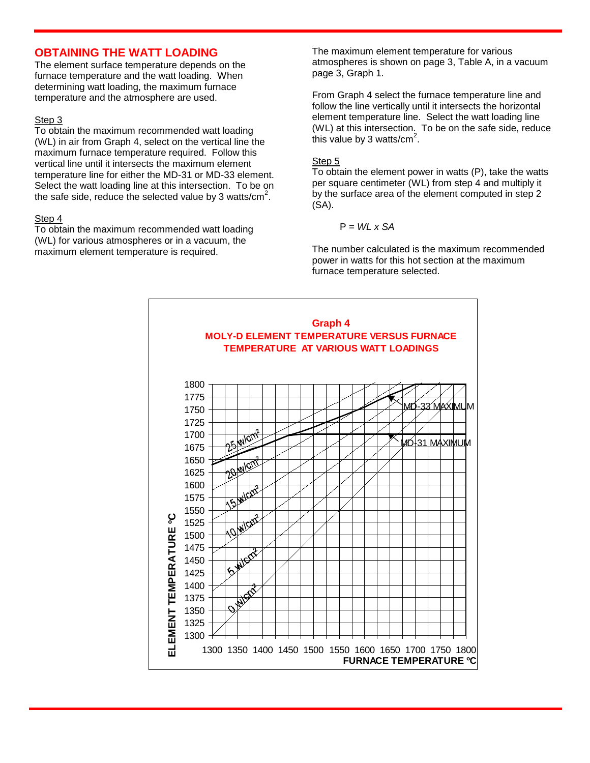## OBTAINING THE WATT LOADING

The element surface temperature depends on the furnace temperature and the watt loading. When determining watt loading, the maximum furnace temperature and the atmosphere are used.

Step 3

To obtain the maximum recommended watt loading (WL) in air from Graph 4, select on the vertical line the maximum furnace temperature required. Follow this vertical line until it intersects the maximum element temperature line for either the MD-31 or MD-33 element. Select the watt loading line at this intersection. To be on the safe side, reduce the selected value by 3 watts/cm$^2$.

Step 4

To obtain the maximum recommended watt loading (WL) for various atmospheres or in a vacuum, the maximum element temperature is required.

The maximum element temperature for various atmospheres is shown on page 3, Table A, in a vacuum page 3, Graph 1.

From Graph 4 select the furnace temperature line and follow the line vertically until it intersects the horizontal element temperature line. Select the watt loading line (WL) at this intersection. To be on the safe side, reduce this value by 3 watts/cm$^2$.

Step 5

To obtain the element power in watts (P), take the watts per square centimeter (WL) from step 4 and multiply it by the surface area of the element computed in step 2 (SA).

$$P = WL \times SA$$

The number calculated is the maximum recommended power in watts for this hot section at the maximum furnace temperature selected.

**Graph 4**
**MOLY-D ELEMENT TEMPERATURE VERSUS FURNACE TEMPERATURE AT VARIOUS WATT LOADINGS**

ELEMENT TEMPERATURE °C (1300–1800) vs. FURNACE TEMPERATURE °C (1300–1800)

Lines: 0 w/cm², 5 w/cm², 10 w/cm², 15 w/cm², 20 w/cm², 25 w/cm²; MD-33 MAXIMUM; MD-31 MAXIMUM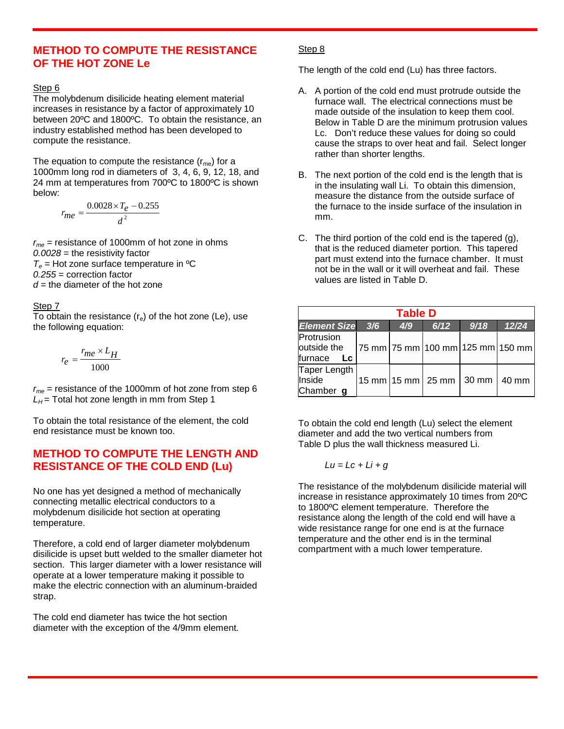## METHOD TO COMPUTE THE RESISTANCE OF THE HOT ZONE Le

Step 6

The molybdenum disilicide heating element material increases in resistance by a factor of approximately 10 between 20ºC and 1800ºC. To obtain the resistance, an industry established method has been developed to compute the resistance.

The equation to compute the resistance ($r_{me}$) for a 1000mm long rod in diameters of 3, 4, 6, 9, 12, 18, and 24 mm at temperatures from 700ºC to 1800ºC is shown below:

$$r_{me} = \frac{0.0028 \times T_e - 0.255}{d^2}$$

$r_{me}$ = resistance of 1000mm of hot zone in ohms
*0.0028* = the resistivity factor
$T_e$ = Hot zone surface temperature in ºC
*0.255* = correction factor
$d$ = the diameter of the hot zone

Step 7

To obtain the resistance ($r_e$) of the hot zone (Le), use the following equation:

$$r_e = \frac{r_{me} \times L_H}{1000}$$

$r_{me}$ = resistance of the 1000mm of hot zone from step 6
$L_H$ = Total hot zone length in mm from Step 1

To obtain the total resistance of the element, the cold end resistance must be known too.

## METHOD TO COMPUTE THE LENGTH AND RESISTANCE OF THE COLD END (Lu)

No one has yet designed a method of mechanically connecting metallic electrical conductors to a molybdenum disilicide hot section at operating temperature.

Therefore, a cold end of larger diameter molybdenum disilicide is upset butt welded to the smaller diameter hot section. This larger diameter with a lower resistance will operate at a lower temperature making it possible to make the electric connection with an aluminum-braided strap.

The cold end diameter has twice the hot section diameter with the exception of the 4/9mm element.

Step 8

The length of the cold end (Lu) has three factors.

A. A portion of the cold end must protrude outside the furnace wall. The electrical connections must be made outside of the insulation to keep them cool. Below in Table D are the minimum protrusion values Lc. Don't reduce these values for doing so could cause the straps to over heat and fail. Select longer rather than shorter lengths.

B. The next portion of the cold end is the length that is in the insulating wall Li. To obtain this dimension, measure the distance from the outside surface of the furnace to the inside surface of the insulation in mm.

C. The third portion of the cold end is the tapered (g), that is the reduced diameter portion. This tapered part must extend into the furnace chamber. It must not be in the wall or it will overheat and fail. These values are listed in Table D.

**Table D**

| *Element Size* | *3/6* | *4/9* | *6/12* | *9/18* | *12/24* |
|---|---|---|---|---|---|
| Protrusion outside the furnace **Lc** | 75 mm | 75 mm | 100 mm | 125 mm | 150 mm |
| Taper Length Inside Chamber **g** | 15 mm | 15 mm | 25 mm | 30 mm | 40 mm |

To obtain the cold end length (Lu) select the element diameter and add the two vertical numbers from Table D plus the wall thickness measured Li.

$$Lu = Lc + Li + g$$

The resistance of the molybdenum disilicide material will increase in resistance approximately 10 times from 20ºC to 1800ºC element temperature. Therefore the resistance along the length of the cold end will have a wide resistance range for one end is at the furnace temperature and the other end is in the terminal compartment with a much lower temperature.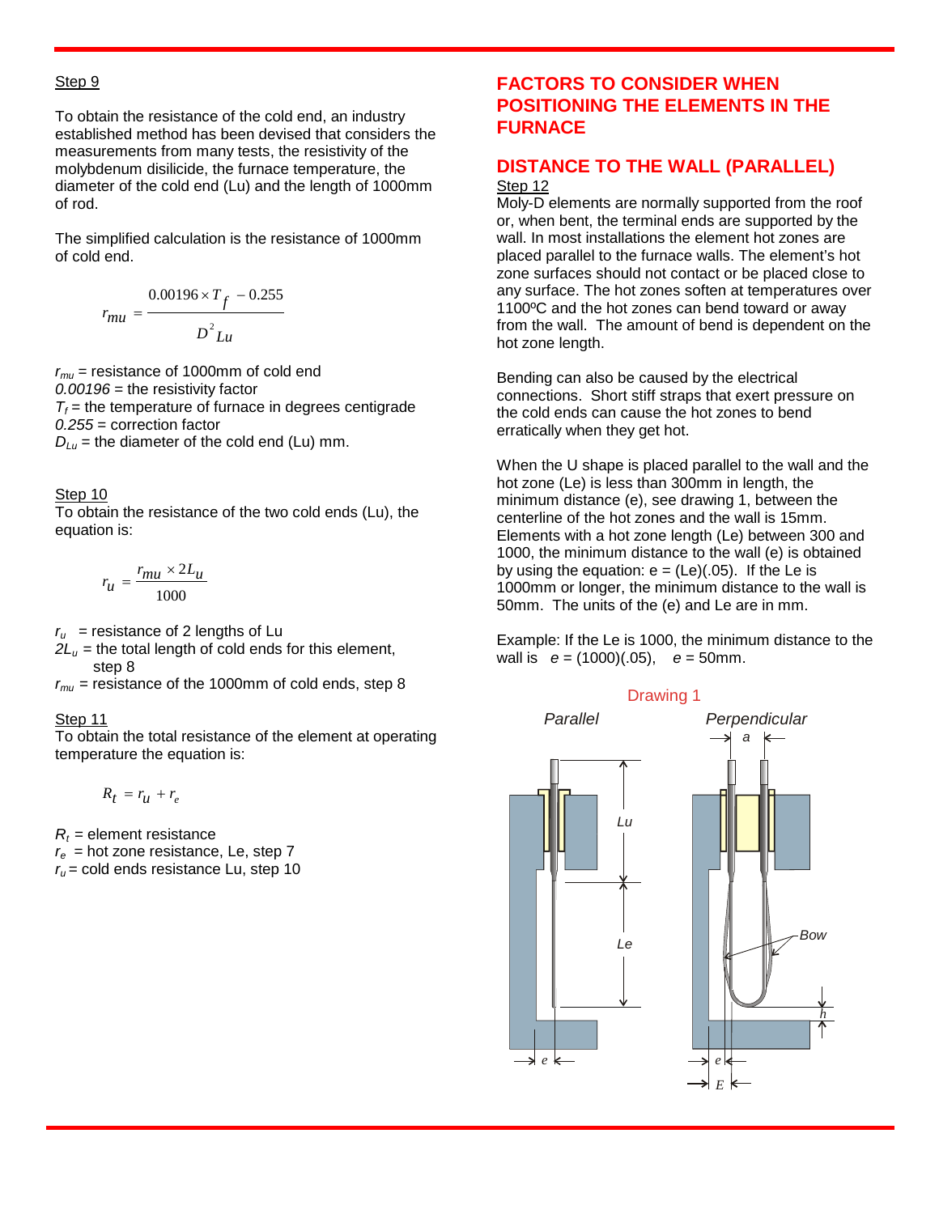Step 9

To obtain the resistance of the cold end, an industry established method has been devised that considers the measurements from many tests, the resistivity of the molybdenum disilicide, the furnace temperature, the diameter of the cold end (Lu) and the length of 1000mm of rod.

The simplified calculation is the resistance of 1000mm of cold end.

$$r_{mu} = \frac{0.00196 \times T_f - 0.255}{D^2_{Lu}}$$

$r_{mu}$ = resistance of 1000mm of cold end
*0.00196* = the resistivity factor
$T_f$ = the temperature of furnace in degrees centigrade
*0.255* = correction factor
$D_{Lu}$ = the diameter of the cold end (Lu) mm.

Step 10
To obtain the resistance of the two cold ends (Lu), the equation is:

$$r_u = \frac{r_{mu} \times 2L_u}{1000}$$

$r_u$ = resistance of 2 lengths of Lu
$2L_u$ = the total length of cold ends for this element, step 8
$r_{mu}$ = resistance of the 1000mm of cold ends, step 8

Step 11
To obtain the total resistance of the element at operating temperature the equation is:

$$R_t = r_u + r_e$$

$R_t$ = element resistance
$r_e$ = hot zone resistance, Le, step 7
$r_u$ = cold ends resistance Lu, step 10

## FACTORS TO CONSIDER WHEN POSITIONING THE ELEMENTS IN THE FURNACE

## DISTANCE TO THE WALL (PARALLEL)

Step 12
Moly-D elements are normally supported from the roof or, when bent, the terminal ends are supported by the wall. In most installations the element hot zones are placed parallel to the furnace walls. The element's hot zone surfaces should not contact or be placed close to any surface. The hot zones soften at temperatures over 1100ºC and the hot zones can bend toward or away from the wall. The amount of bend is dependent on the hot zone length.

Bending can also be caused by the electrical connections. Short stiff straps that exert pressure on the cold ends can cause the hot zones to bend erratically when they get hot.

When the U shape is placed parallel to the wall and the hot zone (Le) is less than 300mm in length, the minimum distance (e), see drawing 1, between the centerline of the hot zones and the wall is 15mm. Elements with a hot zone length (Le) between 300 and 1000, the minimum distance to the wall (e) is obtained by using the equation: e = (Le)(.05). If the Le is 1000mm or longer, the minimum distance to the wall is 50mm. The units of the (e) and Le are in mm.

Example: If the Le is 1000, the minimum distance to the wall is *e* = (1000)(.05), *e* = 50mm.

Drawing 1

*Parallel* — *Perpendicular*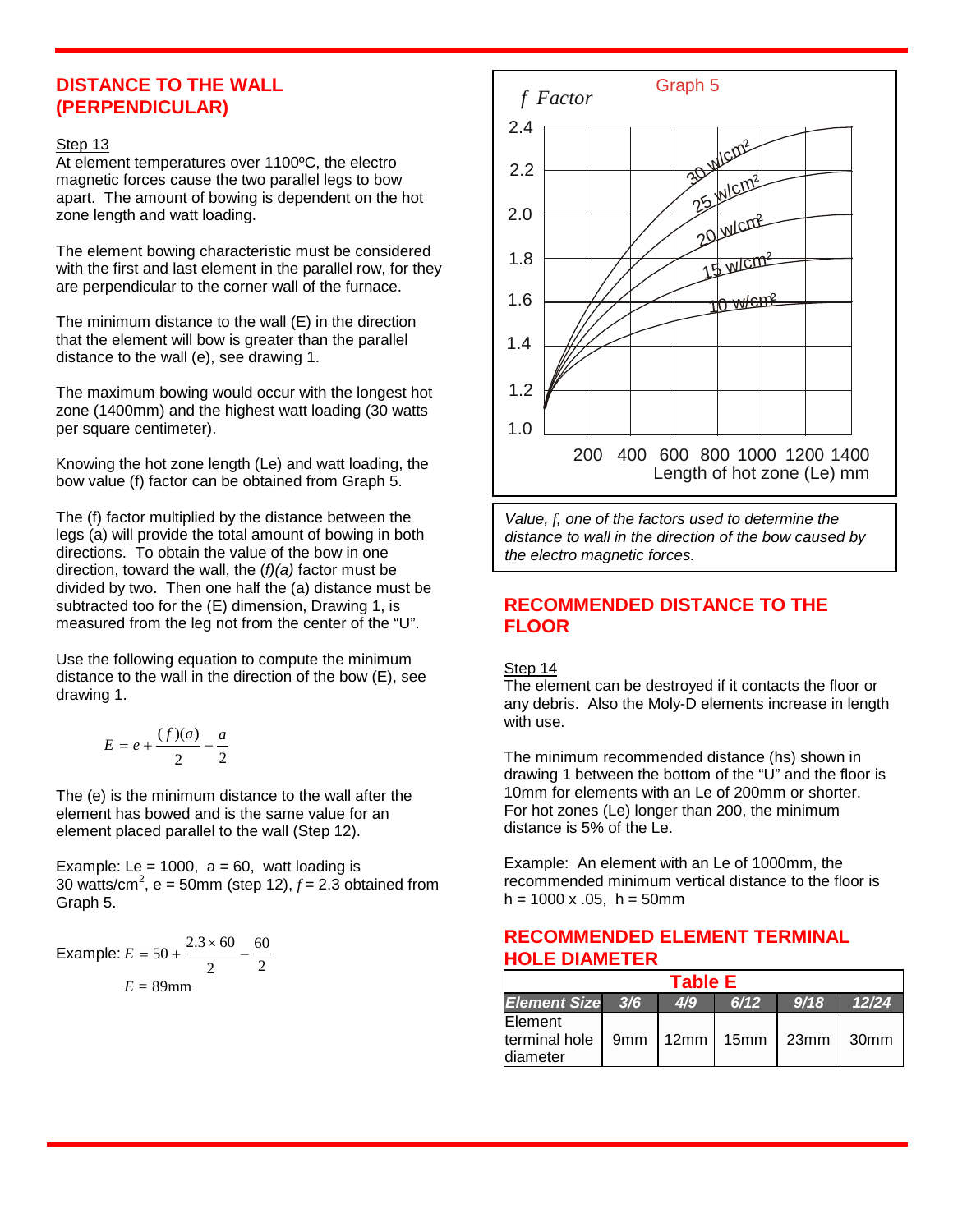## DISTANCE TO THE WALL (PERPENDICULAR)

Step 13

At element temperatures over 1100ºC, the electro magnetic forces cause the two parallel legs to bow apart. The amount of bowing is dependent on the hot zone length and watt loading.

The element bowing characteristic must be considered with the first and last element in the parallel row, for they are perpendicular to the corner wall of the furnace.

The minimum distance to the wall (E) in the direction that the element will bow is greater than the parallel distance to the wall (e), see drawing 1.

The maximum bowing would occur with the longest hot zone (1400mm) and the highest watt loading (30 watts per square centimeter).

Knowing the hot zone length (Le) and watt loading, the bow value (f) factor can be obtained from Graph 5.

The (f) factor multiplied by the distance between the legs (a) will provide the total amount of bowing in both directions. To obtain the value of the bow in one direction, toward the wall, the *(f)(a)* factor must be divided by two. Then one half the (a) distance must be subtracted too for the (E) dimension, Drawing 1, is measured from the leg not from the center of the "U".

Use the following equation to compute the minimum distance to the wall in the direction of the bow (E), see drawing 1.

$$E = e + \frac{(f)(a)}{2} - \frac{a}{2}$$

The (e) is the minimum distance to the wall after the element has bowed and is the same value for an element placed parallel to the wall (Step 12).

Example: Le = 1000, a = 60, watt loading is 30 watts/cm$^2$, e = 50mm (step 12), $f$ = 2.3 obtained from Graph 5.

Example: $E = 50 + \frac{2.3 \times 60}{2} - \frac{60}{2}$

$E = 89\text{mm}$

Graph 5

$f$ Factor (1.0 – 2.4) vs. Length of hot zone (Le) mm (200 – 1400); curves for 10 w/cm$^2$, 15 w/cm$^2$, 20 w/cm$^2$, 25 w/cm$^2$, 30 w/cm$^2$

*Value, f, one of the factors used to determine the distance to wall in the direction of the bow caused by the electro magnetic forces.*

## RECOMMENDED DISTANCE TO THE FLOOR

Step 14

The element can be destroyed if it contacts the floor or any debris. Also the Moly-D elements increase in length with use.

The minimum recommended distance (hs) shown in drawing 1 between the bottom of the "U" and the floor is 10mm for elements with an Le of 200mm or shorter. For hot zones (Le) longer than 200, the minimum distance is 5% of the Le.

Example: An element with an Le of 1000mm, the recommended minimum vertical distance to the floor is h = 1000 x .05, h = 50mm

## RECOMMENDED ELEMENT TERMINAL HOLE DIAMETER

**Table E**

| Element Size | 3/6 | 4/9 | 6/12 | 9/18 | 12/24 |
|---|---|---|---|---|---|
| Element terminal hole diameter | 9mm | 12mm | 15mm | 23mm | 30mm |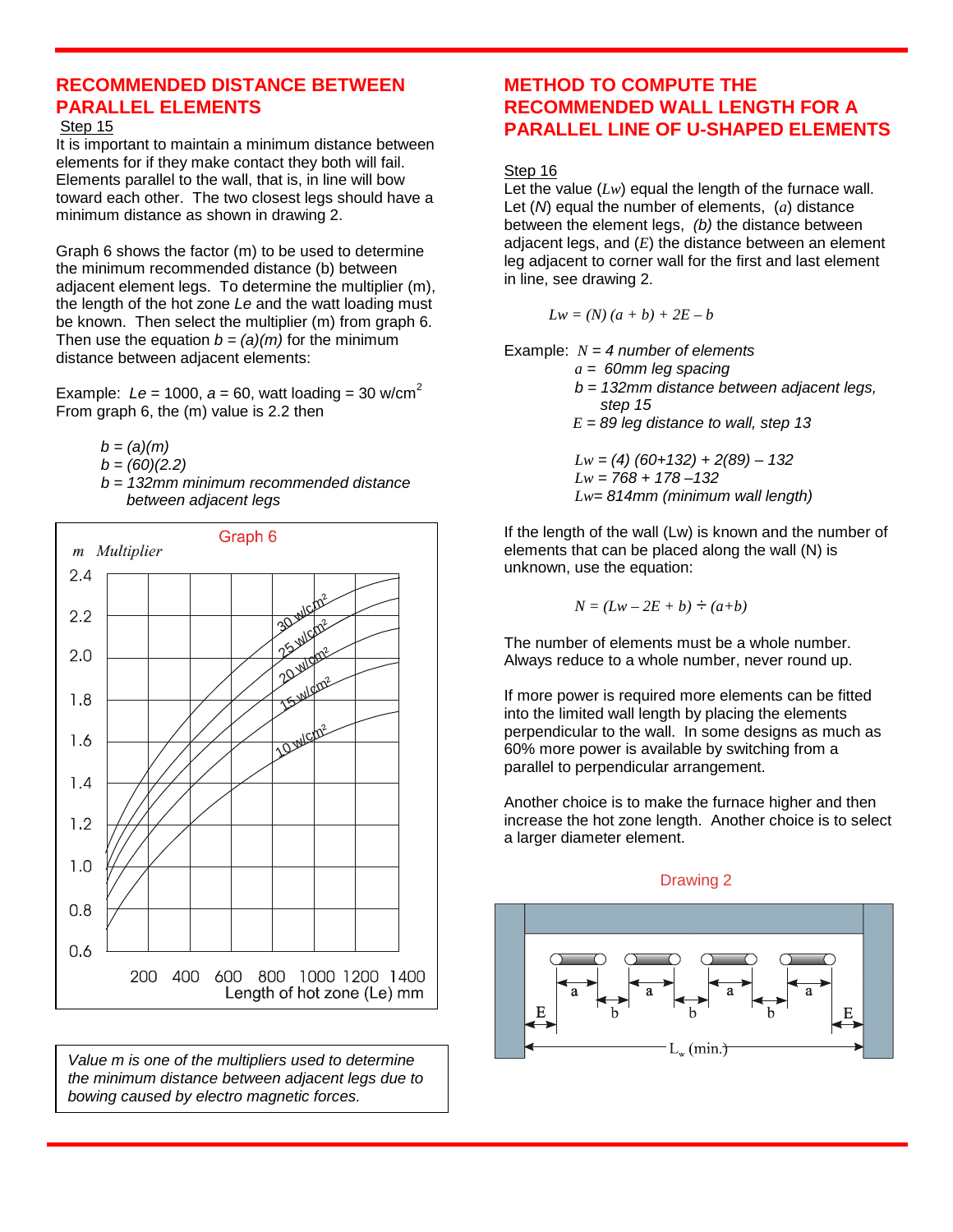## RECOMMENDED DISTANCE BETWEEN PARALLEL ELEMENTS

Step 15

It is important to maintain a minimum distance between elements for if they make contact they both will fail. Elements parallel to the wall, that is, in line will bow toward each other. The two closest legs should have a minimum distance as shown in drawing 2.

Graph 6 shows the factor (m) to be used to determine the minimum recommended distance (b) between adjacent element legs. To determine the multiplier (m), the length of the hot zone *Le* and the watt loading must be known. Then select the multiplier (m) from graph 6. Then use the equation $b = (a)(m)$ for the minimum distance between adjacent elements:

Example: $Le = 1000$, $a = 60$, watt loading = 30 w/cm$^2$
From graph 6, the (m) value is 2.2 then

$b = (a)(m)$
$b = (60)(2.2)$
$b = 132$mm *minimum recommended distance between adjacent legs*

Graph 6

Value m is one of the multipliers used to determine the minimum distance between adjacent legs due to bowing caused by electro magnetic forces.

## METHOD TO COMPUTE THE RECOMMENDED WALL LENGTH FOR A PARALLEL LINE OF U-SHAPED ELEMENTS

Step 16

Let the value ($Lw$) equal the length of the furnace wall. Let ($N$) equal the number of elements, ($a$) distance between the element legs, *(b)* the distance between adjacent legs, and ($E$) the distance between an element leg adjacent to corner wall for the first and last element in line, see drawing 2.

$$Lw = (N)(a + b) + 2E - b$$

Example: $N = 4$ *number of elements*
$a =$ *60mm leg spacing*
$b =$ *132mm distance between adjacent legs, step 15*
$E =$ *89 leg distance to wall, step 13*

$Lw = (4)(60+132) + 2(89) - 132$
$Lw = 768 + 178 - 132$
$Lw = 814$*mm (minimum wall length)*

If the length of the wall (Lw) is known and the number of elements that can be placed along the wall (N) is unknown, use the equation:

$$N = (Lw - 2E + b) \div (a+b)$$

The number of elements must be a whole number. Always reduce to a whole number, never round up.

If more power is required more elements can be fitted into the limited wall length by placing the elements perpendicular to the wall. In some designs as much as 60% more power is available by switching from a parallel to perpendicular arrangement.

Another choice is to make the furnace higher and then increase the hot zone length. Another choice is to select a larger diameter element.

Drawing 2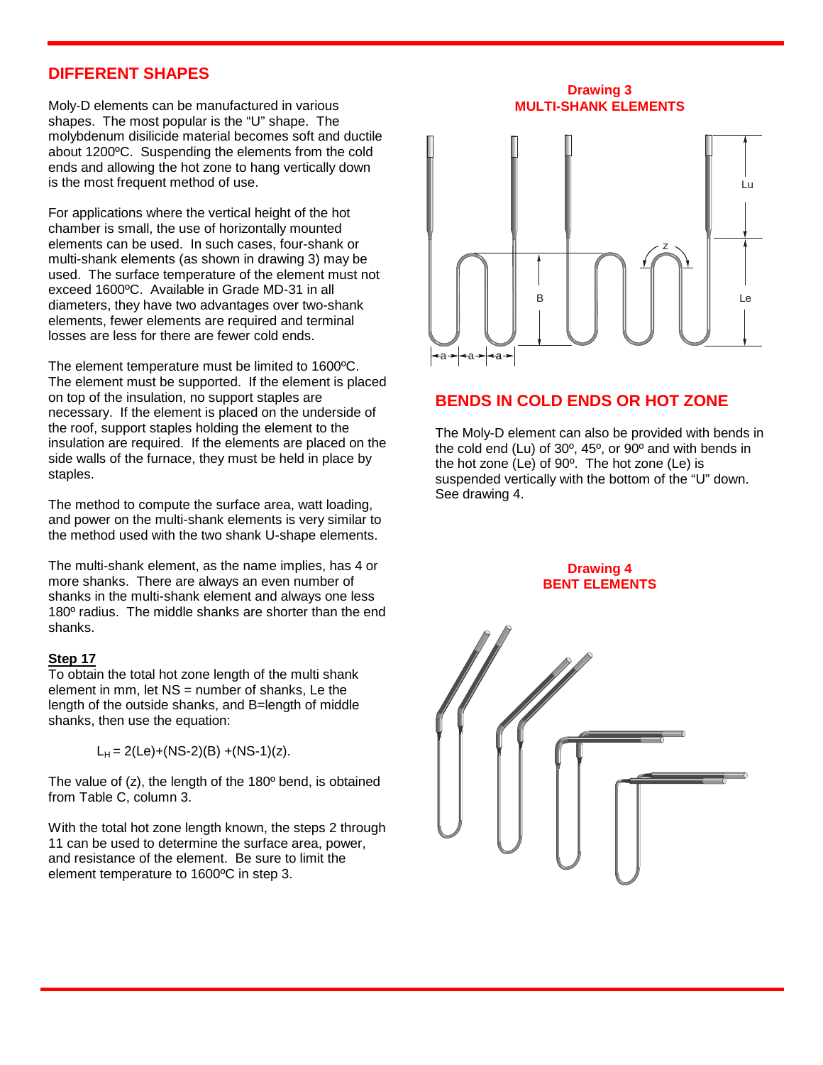## DIFFERENT SHAPES

Moly-D elements can be manufactured in various shapes. The most popular is the "U" shape. The molybdenum disilicide material becomes soft and ductile about 1200ºC. Suspending the elements from the cold ends and allowing the hot zone to hang vertically down is the most frequent method of use.

For applications where the vertical height of the hot chamber is small, the use of horizontally mounted elements can be used. In such cases, four-shank or multi-shank elements (as shown in drawing 3) may be used. The surface temperature of the element must not exceed 1600ºC. Available in Grade MD-31 in all diameters, they have two advantages over two-shank elements, fewer elements are required and terminal losses are less for there are fewer cold ends.

The element temperature must be limited to 1600ºC. The element must be supported. If the element is placed on top of the insulation, no support staples are necessary. If the element is placed on the underside of the roof, support staples holding the element to the insulation are required. If the elements are placed on the side walls of the furnace, they must be held in place by staples.

The method to compute the surface area, watt loading, and power on the multi-shank elements is very similar to the method used with the two shank U-shape elements.

The multi-shank element, as the name implies, has 4 or more shanks. There are always an even number of shanks in the multi-shank element and always one less 180º radius. The middle shanks are shorter than the end shanks.

**Step 17**

To obtain the total hot zone length of the multi shank element in mm, let NS = number of shanks, Le the length of the outside shanks, and B=length of middle shanks, then use the equation:

$$L_H = 2(Le)+(NS-2)(B)+(NS-1)(z).$$

The value of (z), the length of the 180º bend, is obtained from Table C, column 3.

With the total hot zone length known, the steps 2 through 11 can be used to determine the surface area, power, and resistance of the element. Be sure to limit the element temperature to 1600ºC in step 3.

**Drawing 3**
**MULTI-SHANK ELEMENTS**

## BENDS IN COLD ENDS OR HOT ZONE

The Moly-D element can also be provided with bends in the cold end (Lu) of 30º, 45º, or 90º and with bends in the hot zone (Le) of 90º. The hot zone (Le) is suspended vertically with the bottom of the "U" down. See drawing 4.

**Drawing 4**
**BENT ELEMENTS**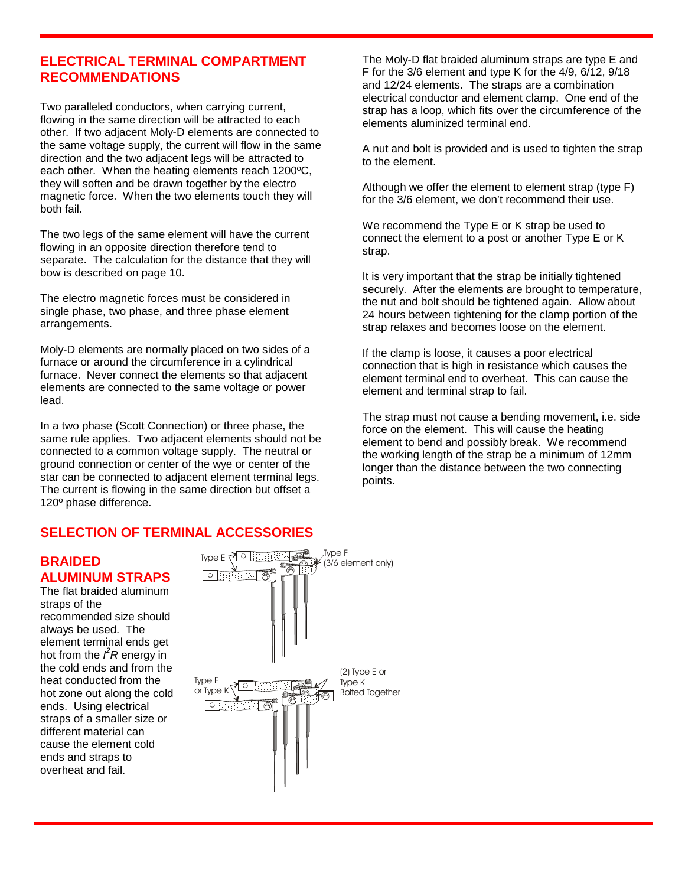## ELECTRICAL TERMINAL COMPARTMENT RECOMMENDATIONS

Two paralleled conductors, when carrying current, flowing in the same direction will be attracted to each other. If two adjacent Moly-D elements are connected to the same voltage supply, the current will flow in the same direction and the two adjacent legs will be attracted to each other. When the heating elements reach 1200ºC, they will soften and be drawn together by the electro magnetic force. When the two elements touch they will both fail.

The two legs of the same element will have the current flowing in an opposite direction therefore tend to separate. The calculation for the distance that they will bow is described on page 10.

The electro magnetic forces must be considered in single phase, two phase, and three phase element arrangements.

Moly-D elements are normally placed on two sides of a furnace or around the circumference in a cylindrical furnace. Never connect the elements so that adjacent elements are connected to the same voltage or power lead.

In a two phase (Scott Connection) or three phase, the same rule applies. Two adjacent elements should not be connected to a common voltage supply. The neutral or ground connection or center of the wye or center of the star can be connected to adjacent element terminal legs. The current is flowing in the same direction but offset a 120º phase difference.

The Moly-D flat braided aluminum straps are type E and F for the 3/6 element and type K for the 4/9, 6/12, 9/18 and 12/24 elements. The straps are a combination electrical conductor and element clamp. One end of the strap has a loop, which fits over the circumference of the elements aluminized terminal end.

A nut and bolt is provided and is used to tighten the strap to the element.

Although we offer the element to element strap (type F) for the 3/6 element, we don't recommend their use.

We recommend the Type E or K strap be used to connect the element to a post or another Type E or K strap.

It is very important that the strap be initially tightened securely. After the elements are brought to temperature, the nut and bolt should be tightened again. Allow about 24 hours between tightening for the clamp portion of the strap relaxes and becomes loose on the element.

If the clamp is loose, it causes a poor electrical connection that is high in resistance which causes the element terminal end to overheat. This can cause the element and terminal strap to fail.

The strap must not cause a bending movement, i.e. side force on the element. This will cause the heating element to bend and possibly break. We recommend the working length of the strap be a minimum of 12mm longer than the distance between the two connecting points.

## SELECTION OF TERMINAL ACCESSORIES

### BRAIDED ALUMINUM STRAPS

The flat braided aluminum straps of the recommended size should always be used. The element terminal ends get hot from the $I^2R$ energy in the cold ends and from the heat conducted from the hot zone out along the cold ends. Using electrical straps of a smaller size or different material can cause the element cold ends and straps to overheat and fail.

Type E — Type F (3/6 element only)

Type E or Type K — (2) Type E or Type K Bolted Together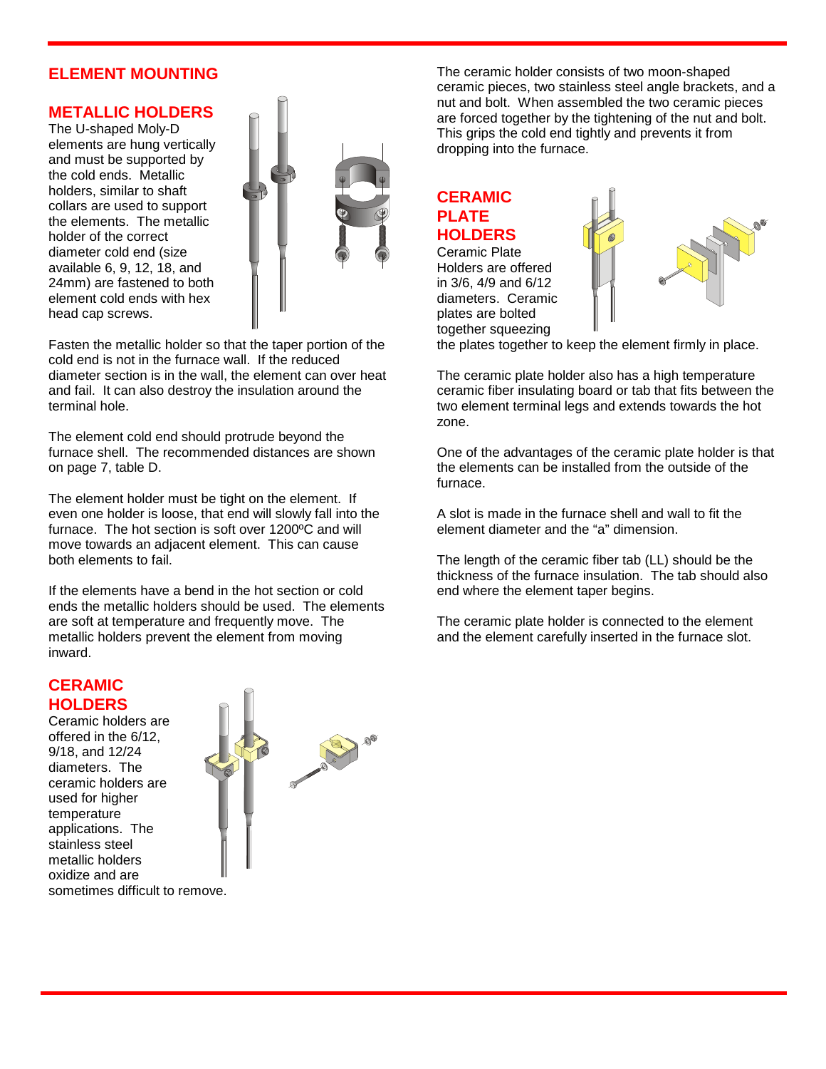# ELEMENT MOUNTING

## METALLIC HOLDERS

The U-shaped Moly-D elements are hung vertically and must be supported by the cold ends. Metallic holders, similar to shaft collars are used to support the elements. The metallic holder of the correct diameter cold end (size available 6, 9, 12, 18, and 24mm) are fastened to both element cold ends with hex head cap screws.

Fasten the metallic holder so that the taper portion of the cold end is not in the furnace wall. If the reduced diameter section is in the wall, the element can over heat and fail. It can also destroy the insulation around the terminal hole.

The element cold end should protrude beyond the furnace shell. The recommended distances are shown on page 7, table D.

The element holder must be tight on the element. If even one holder is loose, that end will slowly fall into the furnace. The hot section is soft over 1200ºC and will move towards an adjacent element. This can cause both elements to fail.

If the elements have a bend in the hot section or cold ends the metallic holders should be used. The elements are soft at temperature and frequently move. The metallic holders prevent the element from moving inward.

## CERAMIC HOLDERS

Ceramic holders are offered in the 6/12, 9/18, and 12/24 diameters. The ceramic holders are used for higher temperature applications. The stainless steel metallic holders oxidize and are sometimes difficult to remove.

The ceramic holder consists of two moon-shaped ceramic pieces, two stainless steel angle brackets, and a nut and bolt. When assembled the two ceramic pieces are forced together by the tightening of the nut and bolt. This grips the cold end tightly and prevents it from dropping into the furnace.

## CERAMIC PLATE HOLDERS

Ceramic Plate Holders are offered in 3/6, 4/9 and 6/12 diameters. Ceramic plates are bolted together squeezing the plates together to keep the element firmly in place.

The ceramic plate holder also has a high temperature ceramic fiber insulating board or tab that fits between the two element terminal legs and extends towards the hot zone.

One of the advantages of the ceramic plate holder is that the elements can be installed from the outside of the furnace.

A slot is made in the furnace shell and wall to fit the element diameter and the "a" dimension.

The length of the ceramic fiber tab (LL) should be the thickness of the furnace insulation. The tab should also end where the element taper begins.

The ceramic plate holder is connected to the element and the element carefully inserted in the furnace slot.